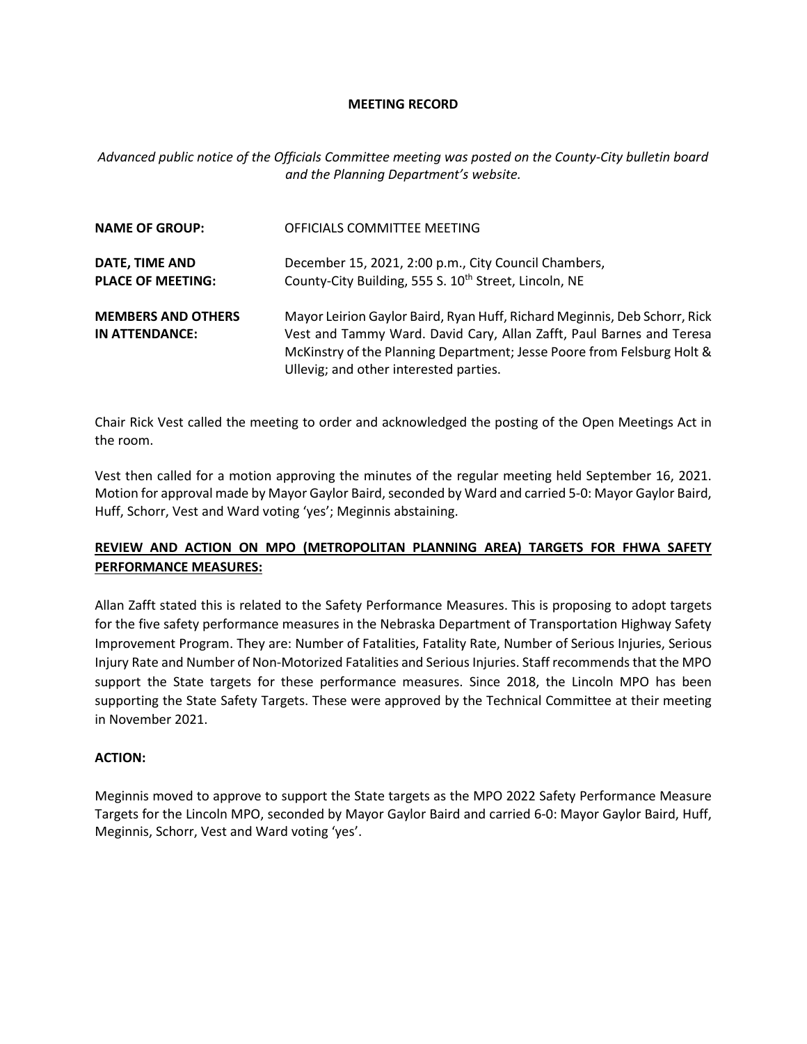**MEETING RECORD**

*Advanced public notice of the Officials Committee meeting was posted on the County-City bulletin board and the Planning Department's website.*

| | |
|---|---|
| **NAME OF GROUP:** | OFFICIALS COMMITTEE MEETING |
| **DATE, TIME AND PLACE OF MEETING:** | December 15, 2021, 2:00 p.m., City Council Chambers, County-City Building, 555 S. 10th Street, Lincoln, NE |
| **MEMBERS AND OTHERS IN ATTENDANCE:** | Mayor Leirion Gaylor Baird, Ryan Huff, Richard Meginnis, Deb Schorr, Rick Vest and Tammy Ward. David Cary, Allan Zafft, Paul Barnes and Teresa McKinstry of the Planning Department; Jesse Poore from Felsburg Holt & Ullevig; and other interested parties. |

Chair Rick Vest called the meeting to order and acknowledged the posting of the Open Meetings Act in the room.

Vest then called for a motion approving the minutes of the regular meeting held September 16, 2021. Motion for approval made by Mayor Gaylor Baird, seconded by Ward and carried 5-0: Mayor Gaylor Baird, Huff, Schorr, Vest and Ward voting 'yes'; Meginnis abstaining.

**REVIEW AND ACTION ON MPO (METROPOLITAN PLANNING AREA) TARGETS FOR FHWA SAFETY PERFORMANCE MEASURES:**

Allan Zafft stated this is related to the Safety Performance Measures. This is proposing to adopt targets for the five safety performance measures in the Nebraska Department of Transportation Highway Safety Improvement Program. They are: Number of Fatalities, Fatality Rate, Number of Serious Injuries, Serious Injury Rate and Number of Non-Motorized Fatalities and Serious Injuries. Staff recommends that the MPO support the State targets for these performance measures. Since 2018, the Lincoln MPO has been supporting the State Safety Targets. These were approved by the Technical Committee at their meeting in November 2021.

**ACTION:**

Meginnis moved to approve to support the State targets as the MPO 2022 Safety Performance Measure Targets for the Lincoln MPO, seconded by Mayor Gaylor Baird and carried 6-0: Mayor Gaylor Baird, Huff, Meginnis, Schorr, Vest and Ward voting 'yes'.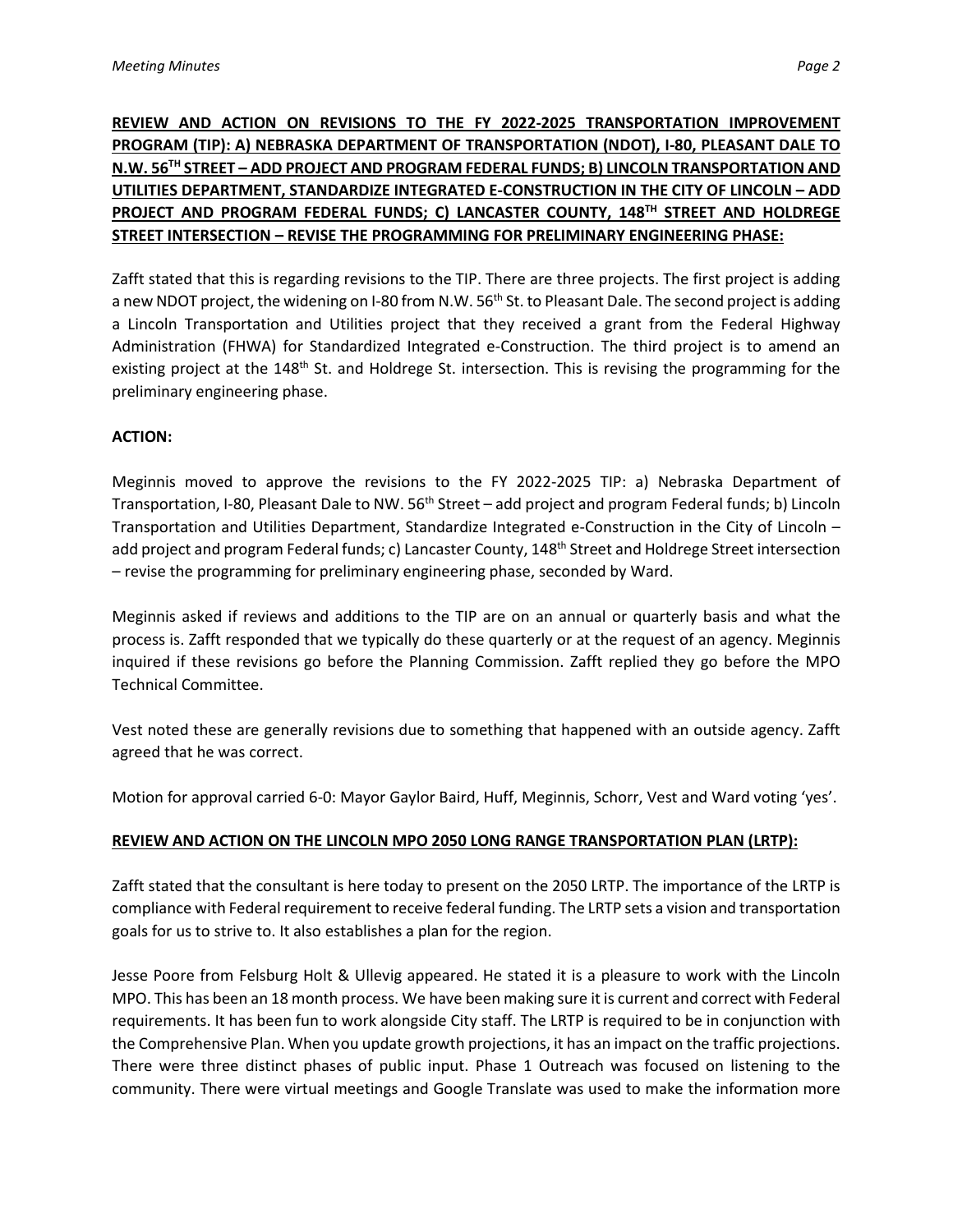**REVIEW AND ACTION ON REVISIONS TO THE FY 2022-2025 TRANSPORTATION IMPROVEMENT PROGRAM (TIP): A) NEBRASKA DEPARTMENT OF TRANSPORTATION (NDOT), I-80, PLEASANT DALE TO N.W. 56TH STREET – ADD PROJECT AND PROGRAM FEDERAL FUNDS; B) LINCOLN TRANSPORTATION AND UTILITIES DEPARTMENT, STANDARDIZE INTEGRATED E-CONSTRUCTION IN THE CITY OF LINCOLN – ADD PROJECT AND PROGRAM FEDERAL FUNDS; C) LANCASTER COUNTY, 148TH STREET AND HOLDREGE STREET INTERSECTION – REVISE THE PROGRAMMING FOR PRELIMINARY ENGINEERING PHASE:**

Zafft stated that this is regarding revisions to the TIP. There are three projects. The first project is adding a new NDOT project, the widening on I-80 from N.W. 56th St. to Pleasant Dale. The second project is adding a Lincoln Transportation and Utilities project that they received a grant from the Federal Highway Administration (FHWA) for Standardized Integrated e-Construction. The third project is to amend an existing project at the 148th St. and Holdrege St. intersection. This is revising the programming for the preliminary engineering phase.

**ACTION:**

Meginnis moved to approve the revisions to the FY 2022-2025 TIP: a) Nebraska Department of Transportation, I-80, Pleasant Dale to NW. 56th Street – add project and program Federal funds; b) Lincoln Transportation and Utilities Department, Standardize Integrated e-Construction in the City of Lincoln – add project and program Federal funds; c) Lancaster County, 148th Street and Holdrege Street intersection – revise the programming for preliminary engineering phase, seconded by Ward.

Meginnis asked if reviews and additions to the TIP are on an annual or quarterly basis and what the process is. Zafft responded that we typically do these quarterly or at the request of an agency. Meginnis inquired if these revisions go before the Planning Commission. Zafft replied they go before the MPO Technical Committee.

Vest noted these are generally revisions due to something that happened with an outside agency. Zafft agreed that he was correct.

Motion for approval carried 6-0: Mayor Gaylor Baird, Huff, Meginnis, Schorr, Vest and Ward voting 'yes'.

**REVIEW AND ACTION ON THE LINCOLN MPO 2050 LONG RANGE TRANSPORTATION PLAN (LRTP):**

Zafft stated that the consultant is here today to present on the 2050 LRTP. The importance of the LRTP is compliance with Federal requirement to receive federal funding. The LRTP sets a vision and transportation goals for us to strive to. It also establishes a plan for the region.

Jesse Poore from Felsburg Holt & Ullevig appeared. He stated it is a pleasure to work with the Lincoln MPO. This has been an 18 month process. We have been making sure it is current and correct with Federal requirements. It has been fun to work alongside City staff. The LRTP is required to be in conjunction with the Comprehensive Plan. When you update growth projections, it has an impact on the traffic projections. There were three distinct phases of public input. Phase 1 Outreach was focused on listening to the community. There were virtual meetings and Google Translate was used to make the information more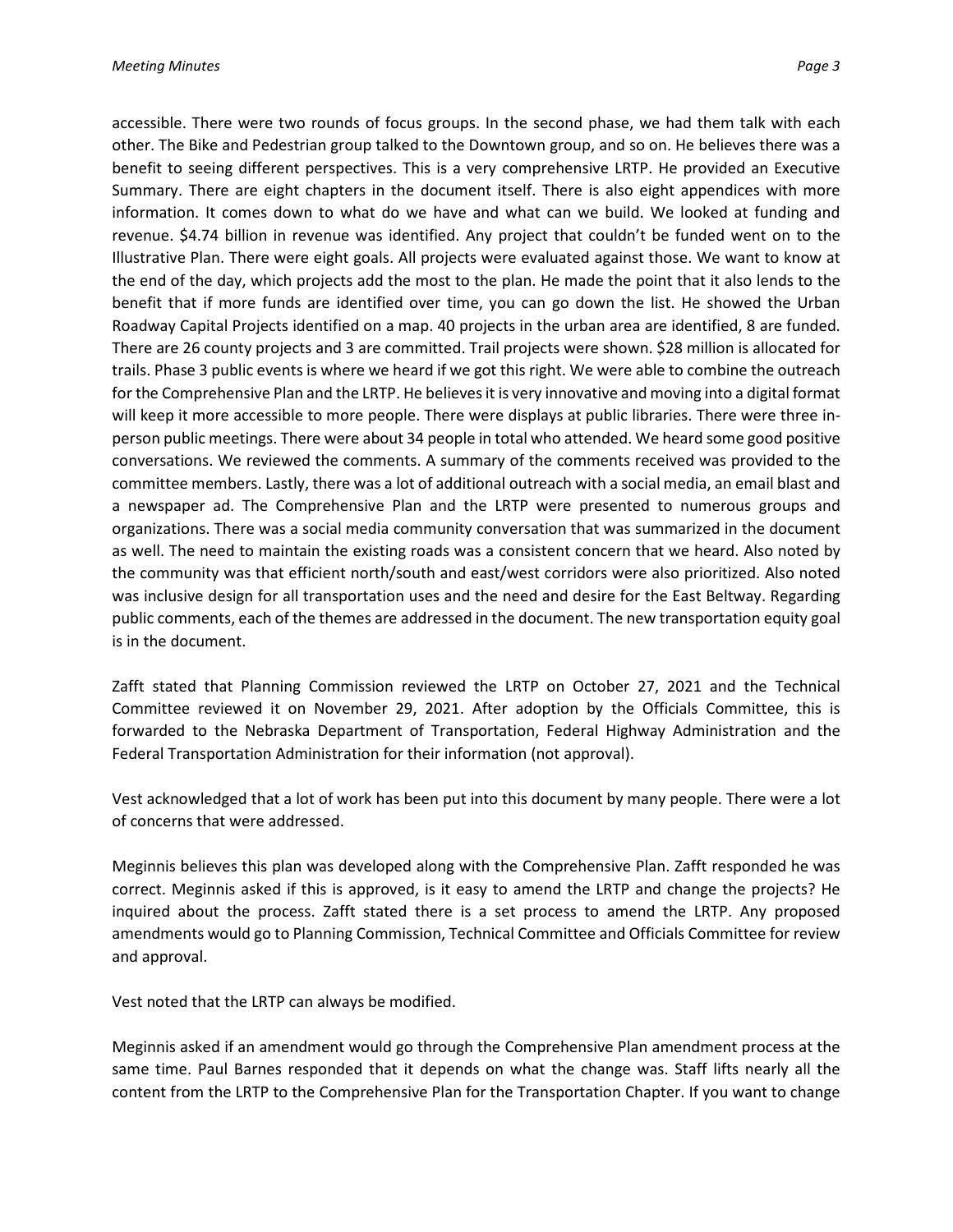accessible. There were two rounds of focus groups. In the second phase, we had them talk with each other. The Bike and Pedestrian group talked to the Downtown group, and so on. He believes there was a benefit to seeing different perspectives. This is a very comprehensive LRTP. He provided an Executive Summary. There are eight chapters in the document itself. There is also eight appendices with more information. It comes down to what do we have and what can we build. We looked at funding and revenue. $4.74 billion in revenue was identified. Any project that couldn't be funded went on to the Illustrative Plan. There were eight goals. All projects were evaluated against those. We want to know at the end of the day, which projects add the most to the plan. He made the point that it also lends to the benefit that if more funds are identified over time, you can go down the list. He showed the Urban Roadway Capital Projects identified on a map. 40 projects in the urban area are identified, 8 are funded. There are 26 county projects and 3 are committed. Trail projects were shown. $28 million is allocated for trails. Phase 3 public events is where we heard if we got this right. We were able to combine the outreach for the Comprehensive Plan and the LRTP. He believes it is very innovative and moving into a digital format will keep it more accessible to more people. There were displays at public libraries. There were three in-person public meetings. There were about 34 people in total who attended. We heard some good positive conversations. We reviewed the comments. A summary of the comments received was provided to the committee members. Lastly, there was a lot of additional outreach with a social media, an email blast and a newspaper ad. The Comprehensive Plan and the LRTP were presented to numerous groups and organizations. There was a social media community conversation that was summarized in the document as well. The need to maintain the existing roads was a consistent concern that we heard. Also noted by the community was that efficient north/south and east/west corridors were also prioritized. Also noted was inclusive design for all transportation uses and the need and desire for the East Beltway. Regarding public comments, each of the themes are addressed in the document. The new transportation equity goal is in the document.

Zafft stated that Planning Commission reviewed the LRTP on October 27, 2021 and the Technical Committee reviewed it on November 29, 2021. After adoption by the Officials Committee, this is forwarded to the Nebraska Department of Transportation, Federal Highway Administration and the Federal Transportation Administration for their information (not approval).

Vest acknowledged that a lot of work has been put into this document by many people. There were a lot of concerns that were addressed.

Meginnis believes this plan was developed along with the Comprehensive Plan. Zafft responded he was correct. Meginnis asked if this is approved, is it easy to amend the LRTP and change the projects? He inquired about the process. Zafft stated there is a set process to amend the LRTP. Any proposed amendments would go to Planning Commission, Technical Committee and Officials Committee for review and approval.

Vest noted that the LRTP can always be modified.

Meginnis asked if an amendment would go through the Comprehensive Plan amendment process at the same time. Paul Barnes responded that it depends on what the change was. Staff lifts nearly all the content from the LRTP to the Comprehensive Plan for the Transportation Chapter. If you want to change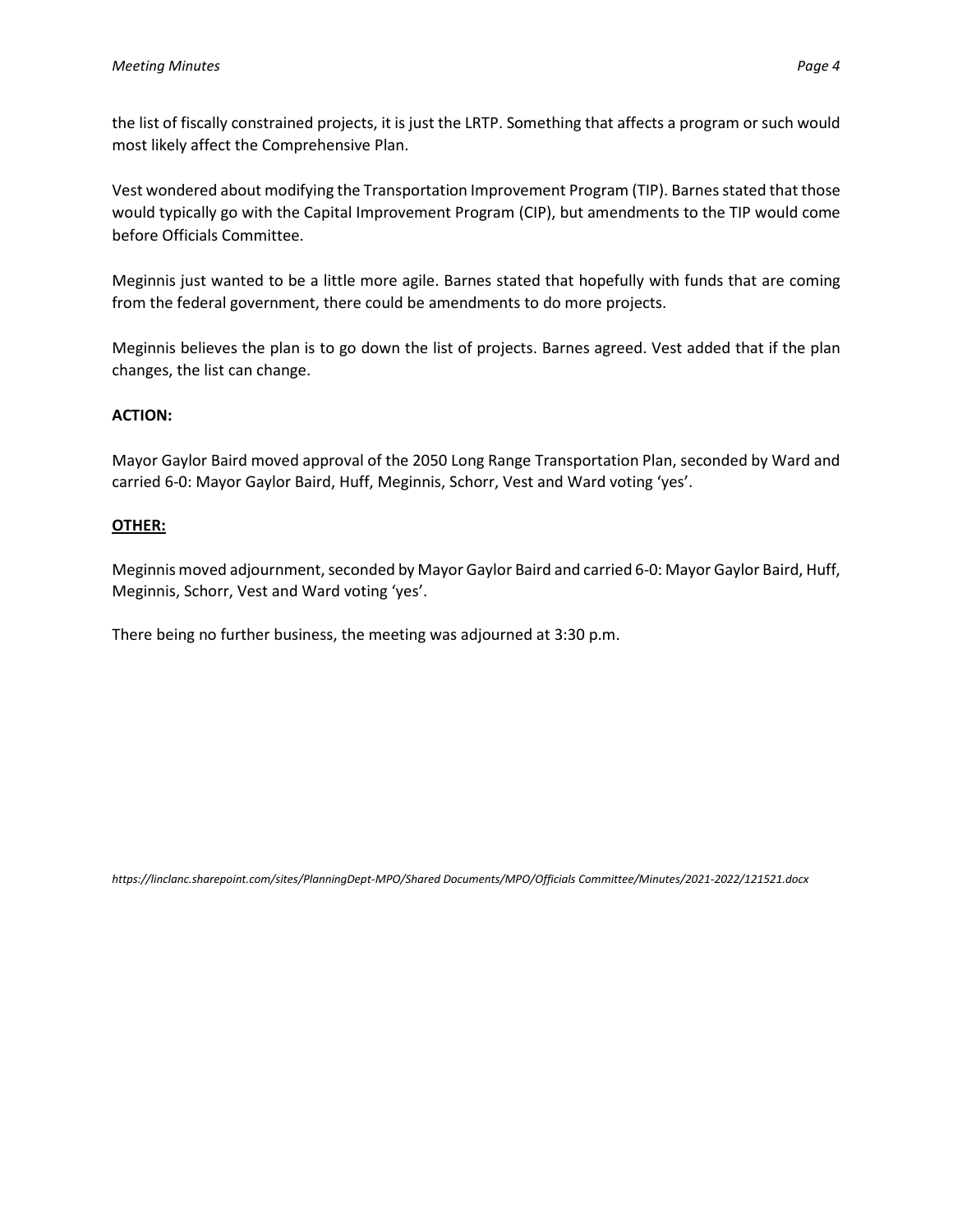the list of fiscally constrained projects, it is just the LRTP. Something that affects a program or such would most likely affect the Comprehensive Plan.

Vest wondered about modifying the Transportation Improvement Program (TIP). Barnes stated that those would typically go with the Capital Improvement Program (CIP), but amendments to the TIP would come before Officials Committee.

Meginnis just wanted to be a little more agile. Barnes stated that hopefully with funds that are coming from the federal government, there could be amendments to do more projects.

Meginnis believes the plan is to go down the list of projects. Barnes agreed. Vest added that if the plan changes, the list can change.

**ACTION:**

Mayor Gaylor Baird moved approval of the 2050 Long Range Transportation Plan, seconded by Ward and carried 6-0: Mayor Gaylor Baird, Huff, Meginnis, Schorr, Vest and Ward voting 'yes'.

**OTHER:**

Meginnis moved adjournment, seconded by Mayor Gaylor Baird and carried 6-0: Mayor Gaylor Baird, Huff, Meginnis, Schorr, Vest and Ward voting 'yes'.

There being no further business, the meeting was adjourned at 3:30 p.m.

*https://linclanc.sharepoint.com/sites/PlanningDept-MPO/Shared Documents/MPO/Officials Committee/Minutes/2021-2022/121521.docx*